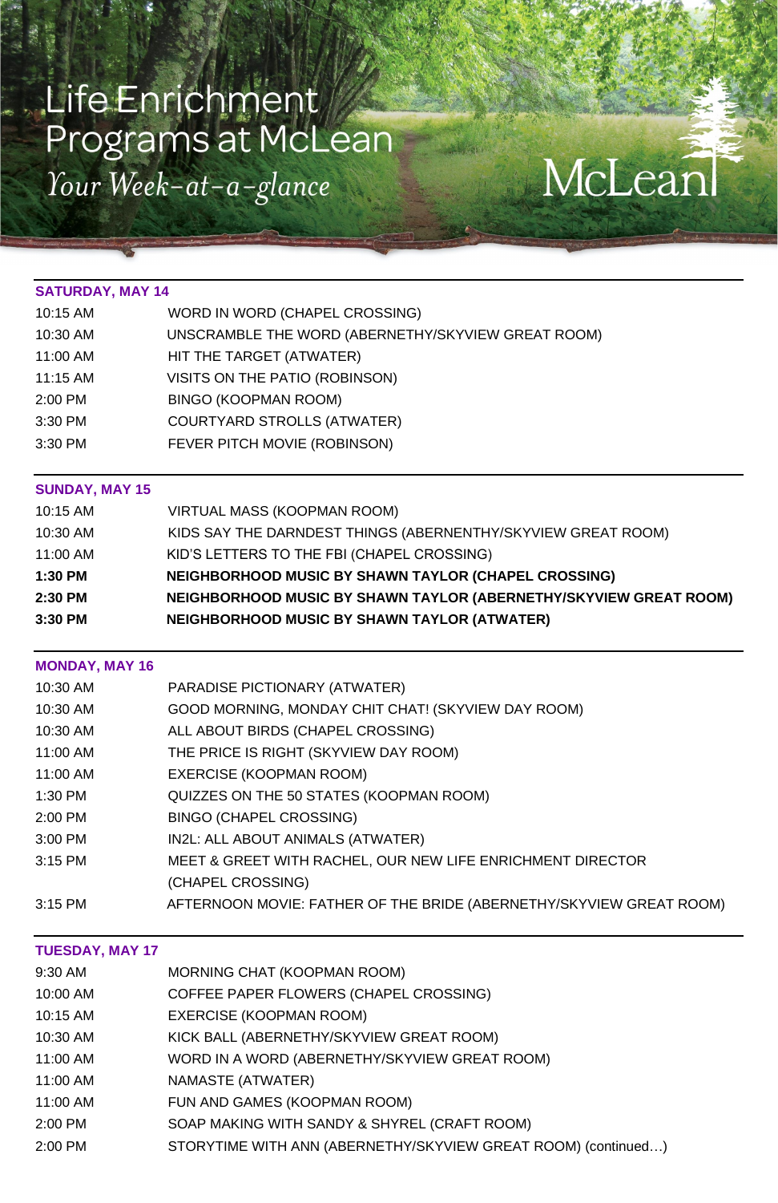# Life Enrichment Programs at McLean

*Your Week-at-a-glance*

McLean

## SATURDAY, MAY 14

| | |
|---|---|
| 10:15 AM | WORD IN WORD (CHAPEL CROSSING) |
| 10:30 AM | UNSCRAMBLE THE WORD (ABERNETHY/SKYVIEW GREAT ROOM) |
| 11:00 AM | HIT THE TARGET (ATWATER) |
| 11:15 AM | VISITS ON THE PATIO (ROBINSON) |
| 2:00 PM | BINGO (KOOPMAN ROOM) |
| 3:30 PM | COURTYARD STROLLS (ATWATER) |
| 3:30 PM | FEVER PITCH MOVIE (ROBINSON) |

## SUNDAY, MAY 15

| | |
|---|---|
| 10:15 AM | VIRTUAL MASS (KOOPMAN ROOM) |
| 10:30 AM | KIDS SAY THE DARNDEST THINGS (ABERNENTHY/SKYVIEW GREAT ROOM) |
| 11:00 AM | KID'S LETTERS TO THE FBI (CHAPEL CROSSING) |
| **1:30 PM** | **NEIGHBORHOOD MUSIC BY SHAWN TAYLOR (CHAPEL CROSSING)** |
| **2:30 PM** | **NEIGHBORHOOD MUSIC BY SHAWN TAYLOR (ABERNETHY/SKYVIEW GREAT ROOM)** |
| **3:30 PM** | **NEIGHBORHOOD MUSIC BY SHAWN TAYLOR (ATWATER)** |

## MONDAY, MAY 16

| | |
|---|---|
| 10:30 AM | PARADISE PICTIONARY (ATWATER) |
| 10:30 AM | GOOD MORNING, MONDAY CHIT CHAT! (SKYVIEW DAY ROOM) |
| 10:30 AM | ALL ABOUT BIRDS (CHAPEL CROSSING) |
| 11:00 AM | THE PRICE IS RIGHT (SKYVIEW DAY ROOM) |
| 11:00 AM | EXERCISE (KOOPMAN ROOM) |
| 1:30 PM | QUIZZES ON THE 50 STATES (KOOPMAN ROOM) |
| 2:00 PM | BINGO (CHAPEL CROSSING) |
| 3:00 PM | IN2L: ALL ABOUT ANIMALS (ATWATER) |
| 3:15 PM | MEET & GREET WITH RACHEL, OUR NEW LIFE ENRICHMENT DIRECTOR (CHAPEL CROSSING) |
| 3:15 PM | AFTERNOON MOVIE: FATHER OF THE BRIDE (ABERNETHY/SKYVIEW GREAT ROOM) |

## TUESDAY, MAY 17

| | |
|---|---|
| 9:30 AM | MORNING CHAT (KOOPMAN ROOM) |
| 10:00 AM | COFFEE PAPER FLOWERS (CHAPEL CROSSING) |
| 10:15 AM | EXERCISE (KOOPMAN ROOM) |
| 10:30 AM | KICK BALL (ABERNETHY/SKYVIEW GREAT ROOM) |
| 11:00 AM | WORD IN A WORD (ABERNETHY/SKYVIEW GREAT ROOM) |
| 11:00 AM | NAMASTE (ATWATER) |
| 11:00 AM | FUN AND GAMES (KOOPMAN ROOM) |
| 2:00 PM | SOAP MAKING WITH SANDY & SHYREL (CRAFT ROOM) |
| 2:00 PM | STORYTIME WITH ANN (ABERNETHY/SKYVIEW GREAT ROOM) (continued…) |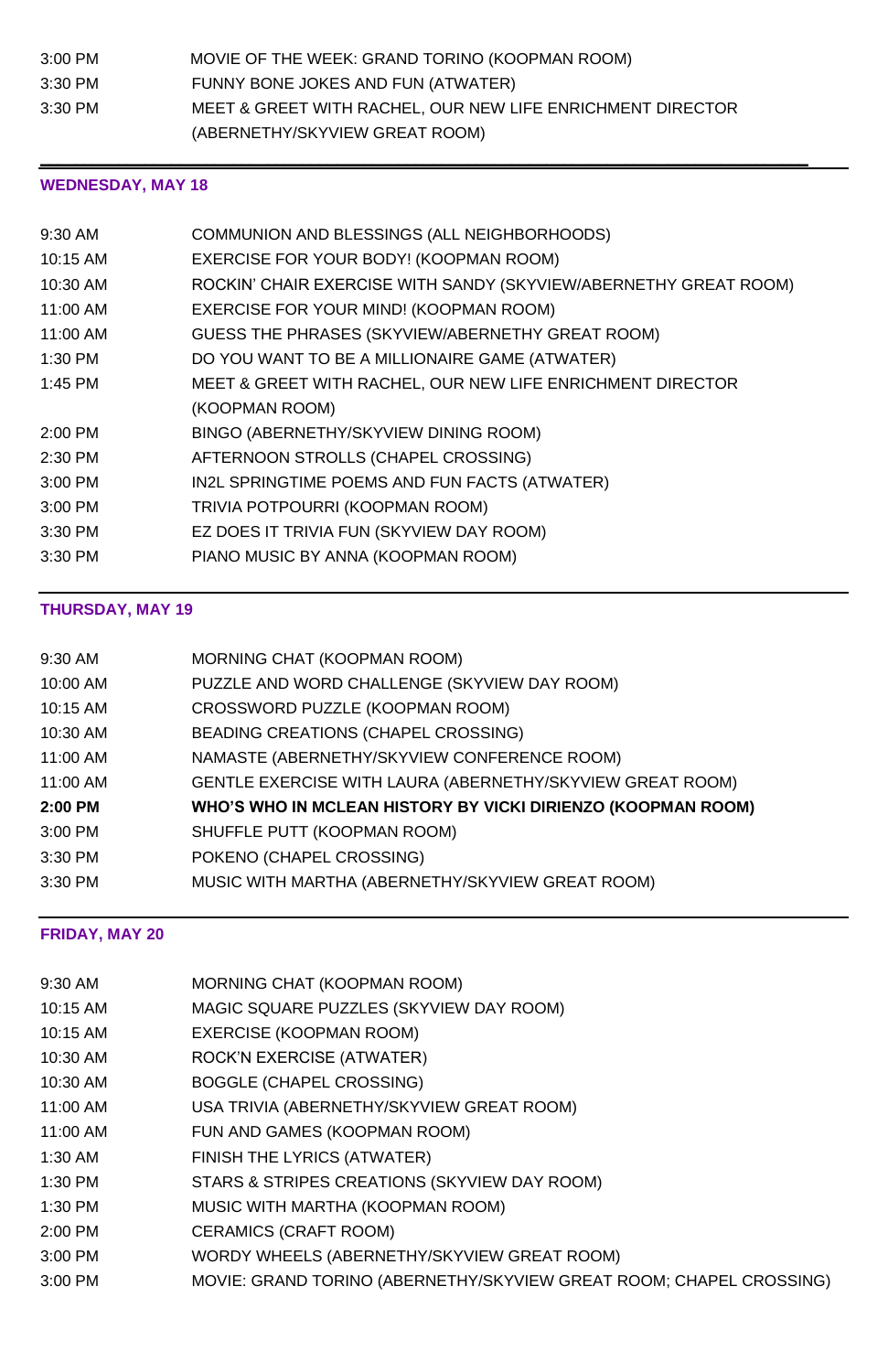| | |
|---|---|
| 3:00 PM | MOVIE OF THE WEEK: GRAND TORINO (KOOPMAN ROOM) |
| 3:30 PM | FUNNY BONE JOKES AND FUN (ATWATER) |
| 3:30 PM | MEET & GREET WITH RACHEL, OUR NEW LIFE ENRICHMENT DIRECTOR (ABERNETHY/SKYVIEW GREAT ROOM) |

## WEDNESDAY, MAY 18

| | |
|---|---|
| 9:30 AM | COMMUNION AND BLESSINGS (ALL NEIGHBORHOODS) |
| 10:15 AM | EXERCISE FOR YOUR BODY! (KOOPMAN ROOM) |
| 10:30 AM | ROCKIN' CHAIR EXERCISE WITH SANDY (SKYVIEW/ABERNETHY GREAT ROOM) |
| 11:00 AM | EXERCISE FOR YOUR MIND! (KOOPMAN ROOM) |
| 11:00 AM | GUESS THE PHRASES (SKYVIEW/ABERNETHY GREAT ROOM) |
| 1:30 PM | DO YOU WANT TO BE A MILLIONAIRE GAME (ATWATER) |
| 1:45 PM | MEET & GREET WITH RACHEL, OUR NEW LIFE ENRICHMENT DIRECTOR (KOOPMAN ROOM) |
| 2:00 PM | BINGO (ABERNETHY/SKYVIEW DINING ROOM) |
| 2:30 PM | AFTERNOON STROLLS (CHAPEL CROSSING) |
| 3:00 PM | IN2L SPRINGTIME POEMS AND FUN FACTS (ATWATER) |
| 3:00 PM | TRIVIA POTPOURRI (KOOPMAN ROOM) |
| 3:30 PM | EZ DOES IT TRIVIA FUN (SKYVIEW DAY ROOM) |
| 3:30 PM | PIANO MUSIC BY ANNA (KOOPMAN ROOM) |

## THURSDAY, MAY 19

| | |
|---|---|
| 9:30 AM | MORNING CHAT (KOOPMAN ROOM) |
| 10:00 AM | PUZZLE AND WORD CHALLENGE (SKYVIEW DAY ROOM) |
| 10:15 AM | CROSSWORD PUZZLE (KOOPMAN ROOM) |
| 10:30 AM | BEADING CREATIONS (CHAPEL CROSSING) |
| 11:00 AM | NAMASTE (ABERNETHY/SKYVIEW CONFERENCE ROOM) |
| 11:00 AM | GENTLE EXERCISE WITH LAURA (ABERNETHY/SKYVIEW GREAT ROOM) |
| **2:00 PM** | **WHO'S WHO IN MCLEAN HISTORY BY VICKI DIRIENZO (KOOPMAN ROOM)** |
| 3:00 PM | SHUFFLE PUTT (KOOPMAN ROOM) |
| 3:30 PM | POKENO (CHAPEL CROSSING) |
| 3:30 PM | MUSIC WITH MARTHA (ABERNETHY/SKYVIEW GREAT ROOM) |

## FRIDAY, MAY 20

| | |
|---|---|
| 9:30 AM | MORNING CHAT (KOOPMAN ROOM) |
| 10:15 AM | MAGIC SQUARE PUZZLES (SKYVIEW DAY ROOM) |
| 10:15 AM | EXERCISE (KOOPMAN ROOM) |
| 10:30 AM | ROCK'N EXERCISE (ATWATER) |
| 10:30 AM | BOGGLE (CHAPEL CROSSING) |
| 11:00 AM | USA TRIVIA (ABERNETHY/SKYVIEW GREAT ROOM) |
| 11:00 AM | FUN AND GAMES (KOOPMAN ROOM) |
| 1:30 AM | FINISH THE LYRICS (ATWATER) |
| 1:30 PM | STARS & STRIPES CREATIONS (SKYVIEW DAY ROOM) |
| 1:30 PM | MUSIC WITH MARTHA (KOOPMAN ROOM) |
| 2:00 PM | CERAMICS (CRAFT ROOM) |
| 3:00 PM | WORDY WHEELS (ABERNETHY/SKYVIEW GREAT ROOM) |
| 3:00 PM | MOVIE: GRAND TORINO (ABERNETHY/SKYVIEW GREAT ROOM; CHAPEL CROSSING) |